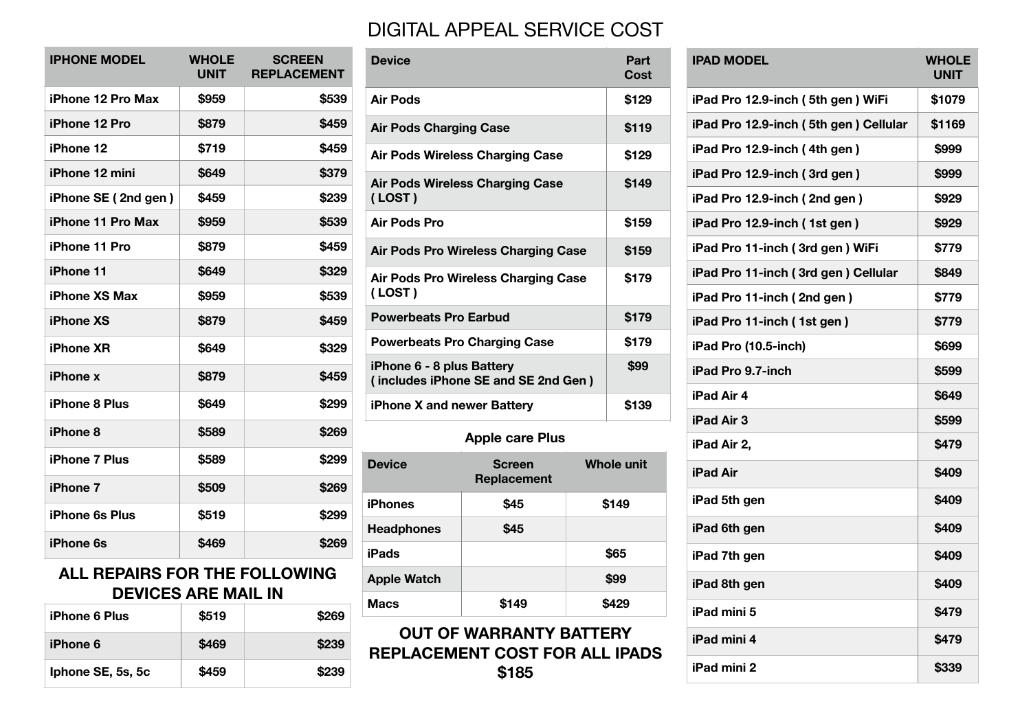# DIGITAL APPEAL SERVICE COST

| IPHONE MODEL | WHOLE UNIT | SCREEN REPLACEMENT |
|---|---|---|
| iPhone 12 Pro Max | $959 | $539 |
| iPhone 12 Pro | $879 | $459 |
| iPhone 12 | $719 | $459 |
| iPhone 12 mini | $649 | $379 |
| iPhone SE ( 2nd gen ) | $459 | $239 |
| iPhone 11 Pro Max | $959 | $539 |
| iPhone 11 Pro | $879 | $459 |
| iPhone 11 | $649 | $329 |
| iPhone XS Max | $959 | $539 |
| iPhone XS | $879 | $459 |
| iPhone XR | $649 | $329 |
| iPhone x | $879 | $459 |
| iPhone 8 Plus | $649 | $299 |
| iPhone 8 | $589 | $269 |
| iPhone 7 Plus | $589 | $299 |
| iPhone 7 | $509 | $269 |
| iPhone 6s Plus | $519 | $299 |
| iPhone 6s | $469 | $269 |

## ALL REPAIRS FOR THE FOLLOWING DEVICES ARE MAIL IN

| | | |
|---|---|---|
| iPhone 6 Plus | $519 | $269 |
| iPhone 6 | $469 | $239 |
| Iphone SE, 5s, 5c | $459 | $239 |

| Device | Part Cost |
|---|---|
| Air Pods | $129 |
| Air Pods Charging Case | $119 |
| Air Pods Wireless Charging Case | $129 |
| Air Pods Wireless Charging Case ( LOST ) | $149 |
| Air Pods Pro | $159 |
| Air Pods Pro Wireless Charging Case | $159 |
| Air Pods Pro Wireless Charging Case ( LOST ) | $179 |
| Powerbeats Pro Earbud | $179 |
| Powerbeats Pro Charging Case | $179 |
| iPhone 6 - 8 plus Battery ( includes iPhone SE and SE 2nd Gen ) | $99 |
| iPhone X and newer Battery | $139 |

## Apple care Plus

| Device | Screen Replacement | Whole unit |
|---|---|---|
| iPhones | $45 | $149 |
| Headphones | $45 | |
| iPads | | $65 |
| Apple Watch | | $99 |
| Macs | $149 | $429 |

## OUT OF WARRANTY BATTERY REPLACEMENT COST FOR ALL IPADS $185

| IPAD MODEL | WHOLE UNIT |
|---|---|
| iPad Pro 12.9-inch ( 5th gen ) WiFi | $1079 |
| iPad Pro 12.9-inch ( 5th gen ) Cellular | $1169 |
| iPad Pro 12.9-inch ( 4th gen ) | $999 |
| iPad Pro 12.9-inch ( 3rd gen ) | $999 |
| iPad Pro 12.9-inch ( 2nd gen ) | $929 |
| iPad Pro 12.9-inch ( 1st gen ) | $929 |
| iPad Pro 11-inch ( 3rd gen ) WiFi | $779 |
| iPad Pro 11-inch ( 3rd gen ) Cellular | $849 |
| iPad Pro 11-inch ( 2nd gen ) | $779 |
| iPad Pro 11-inch ( 1st gen ) | $779 |
| iPad Pro (10.5-inch) | $699 |
| iPad Pro 9.7-inch | $599 |
| iPad Air 4 | $649 |
| iPad Air 3 | $599 |
| iPad Air 2, | $479 |
| iPad Air | $409 |
| iPad 5th gen | $409 |
| iPad 6th gen | $409 |
| iPad 7th gen | $409 |
| iPad 8th gen | $409 |
| iPad mini 5 | $479 |
| iPad mini 4 | $479 |
| iPad mini 2 | $339 |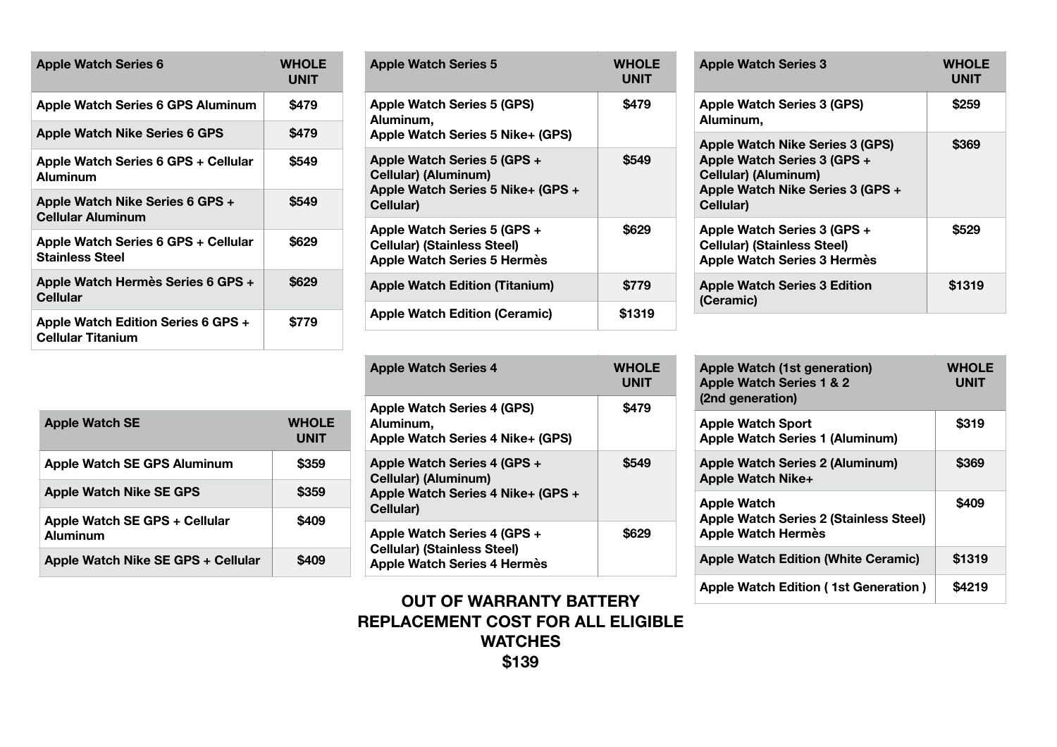| Apple Watch Series 6 | WHOLE UNIT |
|---|---|
| Apple Watch Series 6 GPS Aluminum | $479 |
| Apple Watch Nike Series 6 GPS | $479 |
| Apple Watch Series 6 GPS + Cellular Aluminum | $549 |
| Apple Watch Nike Series 6 GPS + Cellular Aluminum | $549 |
| Apple Watch Series 6 GPS + Cellular Stainless Steel | $629 |
| Apple Watch Hermès Series 6 GPS + Cellular | $629 |
| Apple Watch Edition Series 6 GPS + Cellular Titanium | $779 |

| Apple Watch SE | WHOLE UNIT |
|---|---|
| Apple Watch SE GPS Aluminum | $359 |
| Apple Watch Nike SE GPS | $359 |
| Apple Watch SE GPS + Cellular Aluminum | $409 |
| Apple Watch Nike SE GPS + Cellular | $409 |

| Apple Watch Series 5 | WHOLE UNIT |
|---|---|
| Apple Watch Series 5 (GPS) Aluminum, Apple Watch Series 5 Nike+ (GPS) | $479 |
| Apple Watch Series 5 (GPS + Cellular) (Aluminum) Apple Watch Series 5 Nike+ (GPS + Cellular) | $549 |
| Apple Watch Series 5 (GPS + Cellular) (Stainless Steel) Apple Watch Series 5 Hermès | $629 |
| Apple Watch Edition (Titanium) | $779 |
| Apple Watch Edition (Ceramic) | $1319 |

| Apple Watch Series 4 | WHOLE UNIT |
|---|---|
| Apple Watch Series 4 (GPS) Aluminum, Apple Watch Series 4 Nike+ (GPS) | $479 |
| Apple Watch Series 4 (GPS + Cellular) (Aluminum) Apple Watch Series 4 Nike+ (GPS + Cellular) | $549 |
| Apple Watch Series 4 (GPS + Cellular) (Stainless Steel) Apple Watch Series 4 Hermès | $629 |

| Apple Watch Series 3 | WHOLE UNIT |
|---|---|
| Apple Watch Series 3 (GPS) Aluminum, | $259 |
| Apple Watch Nike Series 3 (GPS) Apple Watch Series 3 (GPS + Cellular) (Aluminum) Apple Watch Nike Series 3 (GPS + Cellular) | $369 |
| Apple Watch Series 3 (GPS + Cellular) (Stainless Steel) Apple Watch Series 3 Hermès | $529 |
| Apple Watch Series 3 Edition (Ceramic) | $1319 |

| Apple Watch (1st generation) Apple Watch Series 1 & 2 (2nd generation) | WHOLE UNIT |
|---|---|
| Apple Watch Sport Apple Watch Series 1 (Aluminum) | $319 |
| Apple Watch Series 2 (Aluminum) Apple Watch Nike+ | $369 |
| Apple Watch Apple Watch Series 2 (Stainless Steel) Apple Watch Hermès | $409 |
| Apple Watch Edition (White Ceramic) | $1319 |
| Apple Watch Edition ( 1st Generation ) | $4219 |

**OUT OF WARRANTY BATTERY REPLACEMENT COST FOR ALL ELIGIBLE WATCHES $139**